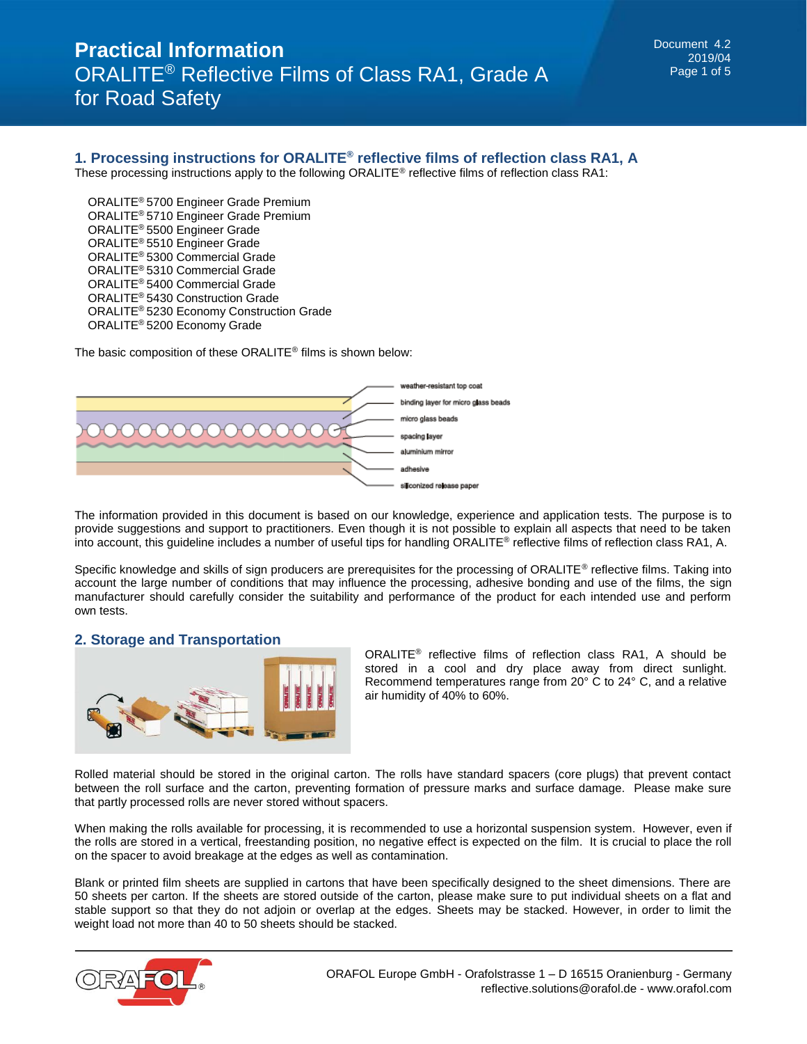# Practical Information
## ORALITE® Reflective Films of Class RA1, Grade A for Road Safety

Document 4.2
2019/04

## 1. Processing instructions for ORALITE® reflective films of reflection class RA1, A

These processing instructions apply to the following ORALITE® reflective films of reflection class RA1:

- ORALITE® 5700 Engineer Grade Premium
- ORALITE® 5710 Engineer Grade Premium
- ORALITE® 5500 Engineer Grade
- ORALITE® 5510 Engineer Grade
- ORALITE® 5300 Commercial Grade
- ORALITE® 5310 Commercial Grade
- ORALITE® 5400 Commercial Grade
- ORALITE® 5430 Construction Grade
- ORALITE® 5230 Economy Construction Grade
- ORALITE® 5200 Economy Grade

The basic composition of these ORALITE® films is shown below:

- weather-resistant top coat
- binding layer for micro glass beads
- micro glass beads
- spacing layer
- aluminium mirror
- adhesive
- siliconized release paper

The information provided in this document is based on our knowledge, experience and application tests. The purpose is to provide suggestions and support to practitioners. Even though it is not possible to explain all aspects that need to be taken into account, this guideline includes a number of useful tips for handling ORALITE® reflective films of reflection class RA1, A.

Specific knowledge and skills of sign producers are prerequisites for the processing of ORALITE® reflective films. Taking into account the large number of conditions that may influence the processing, adhesive bonding and use of the films, the sign manufacturer should carefully consider the suitability and performance of the product for each intended use and perform own tests.

## 2. Storage and Transportation

ORALITE® reflective films of reflection class RA1, A should be stored in a cool and dry place away from direct sunlight. Recommend temperatures range from 20° C to 24° C, and a relative air humidity of 40% to 60%.

Rolled material should be stored in the original carton. The rolls have standard spacers (core plugs) that prevent contact between the roll surface and the carton, preventing formation of pressure marks and surface damage. Please make sure that partly processed rolls are never stored without spacers.

When making the rolls available for processing, it is recommended to use a horizontal suspension system. However, even if the rolls are stored in a vertical, freestanding position, no negative effect is expected on the film. It is crucial to place the roll on the spacer to avoid breakage at the edges as well as contamination.

Blank or printed film sheets are supplied in cartons that have been specifically designed to the sheet dimensions. There are 50 sheets per carton. If the sheets are stored outside of the carton, please make sure to put individual sheets on a flat and stable support so that they do not adjoin or overlap at the edges. Sheets may be stacked. However, in order to limit the weight load not more than 40 to 50 sheets should be stacked.

ORAFOL Europe GmbH - Orafolstrasse 1 – D 16515 Oranienburg - Germany
reflective.solutions@orafol.de - www.orafol.com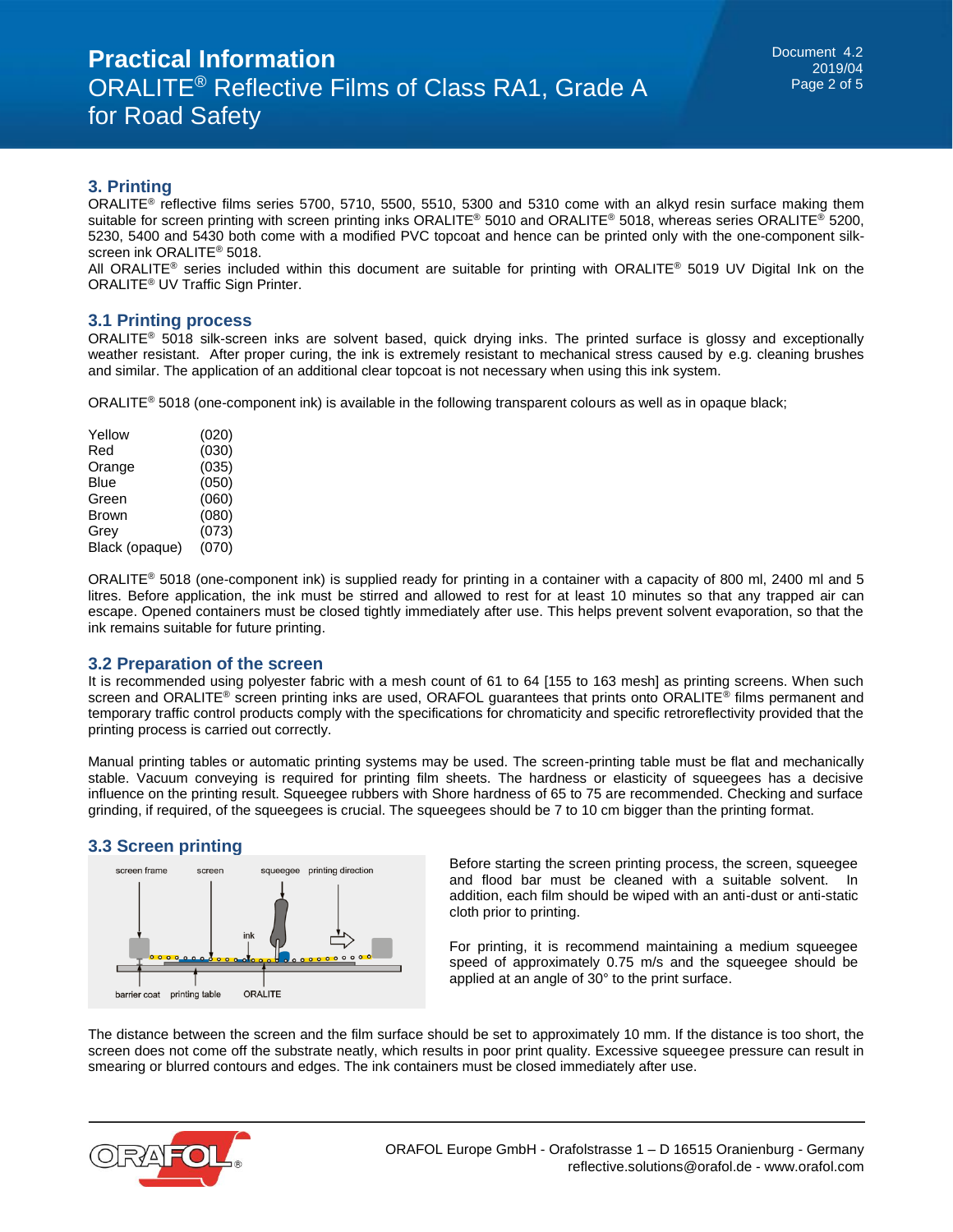## 3. Printing

ORALITE® reflective films series 5700, 5710, 5500, 5510, 5300 and 5310 come with an alkyd resin surface making them suitable for screen printing with screen printing inks ORALITE® 5010 and ORALITE® 5018, whereas series ORALITE® 5200, 5230, 5400 and 5430 both come with a modified PVC topcoat and hence can be printed only with the one-component silk-screen ink ORALITE® 5018.

All ORALITE® series included within this document are suitable for printing with ORALITE® 5019 UV Digital Ink on the ORALITE® UV Traffic Sign Printer.

### 3.1 Printing process

ORALITE® 5018 silk-screen inks are solvent based, quick drying inks. The printed surface is glossy and exceptionally weather resistant. After proper curing, the ink is extremely resistant to mechanical stress caused by e.g. cleaning brushes and similar. The application of an additional clear topcoat is not necessary when using this ink system.

ORALITE® 5018 (one-component ink) is available in the following transparent colours as well as in opaque black;

| | |
|---|---|
| Yellow | (020) |
| Red | (030) |
| Orange | (035) |
| Blue | (050) |
| Green | (060) |
| Brown | (080) |
| Grey | (073) |
| Black (opaque) | (070) |

ORALITE® 5018 (one-component ink) is supplied ready for printing in a container with a capacity of 800 ml, 2400 ml and 5 litres. Before application, the ink must be stirred and allowed to rest for at least 10 minutes so that any trapped air can escape. Opened containers must be closed tightly immediately after use. This helps prevent solvent evaporation, so that the ink remains suitable for future printing.

### 3.2 Preparation of the screen

It is recommended using polyester fabric with a mesh count of 61 to 64 [155 to 163 mesh] as printing screens. When such screen and ORALITE® screen printing inks are used, ORAFOL guarantees that prints onto ORALITE® films permanent and temporary traffic control products comply with the specifications for chromaticity and specific retroreflectivity provided that the printing process is carried out correctly.

Manual printing tables or automatic printing systems may be used. The screen-printing table must be flat and mechanically stable. Vacuum conveying is required for printing film sheets. The hardness or elasticity of squeegees has a decisive influence on the printing result. Squeegee rubbers with Shore hardness of 65 to 75 are recommended. Checking and surface grinding, if required, of the squeegees is crucial. The squeegees should be 7 to 10 cm bigger than the printing format.

### 3.3 Screen printing

screen frame · screen · squeegee · printing direction · ink · barrier coat · printing table · ORALITE

Before starting the screen printing process, the screen, squeegee and flood bar must be cleaned with a suitable solvent. In addition, each film should be wiped with an anti-dust or anti-static cloth prior to printing.

For printing, it is recommend maintaining a medium squeegee speed of approximately 0.75 m/s and the squeegee should be applied at an angle of 30° to the print surface.

The distance between the screen and the film surface should be set to approximately 10 mm. If the distance is too short, the screen does not come off the substrate neatly, which results in poor print quality. Excessive squeegee pressure can result in smearing or blurred contours and edges. The ink containers must be closed immediately after use.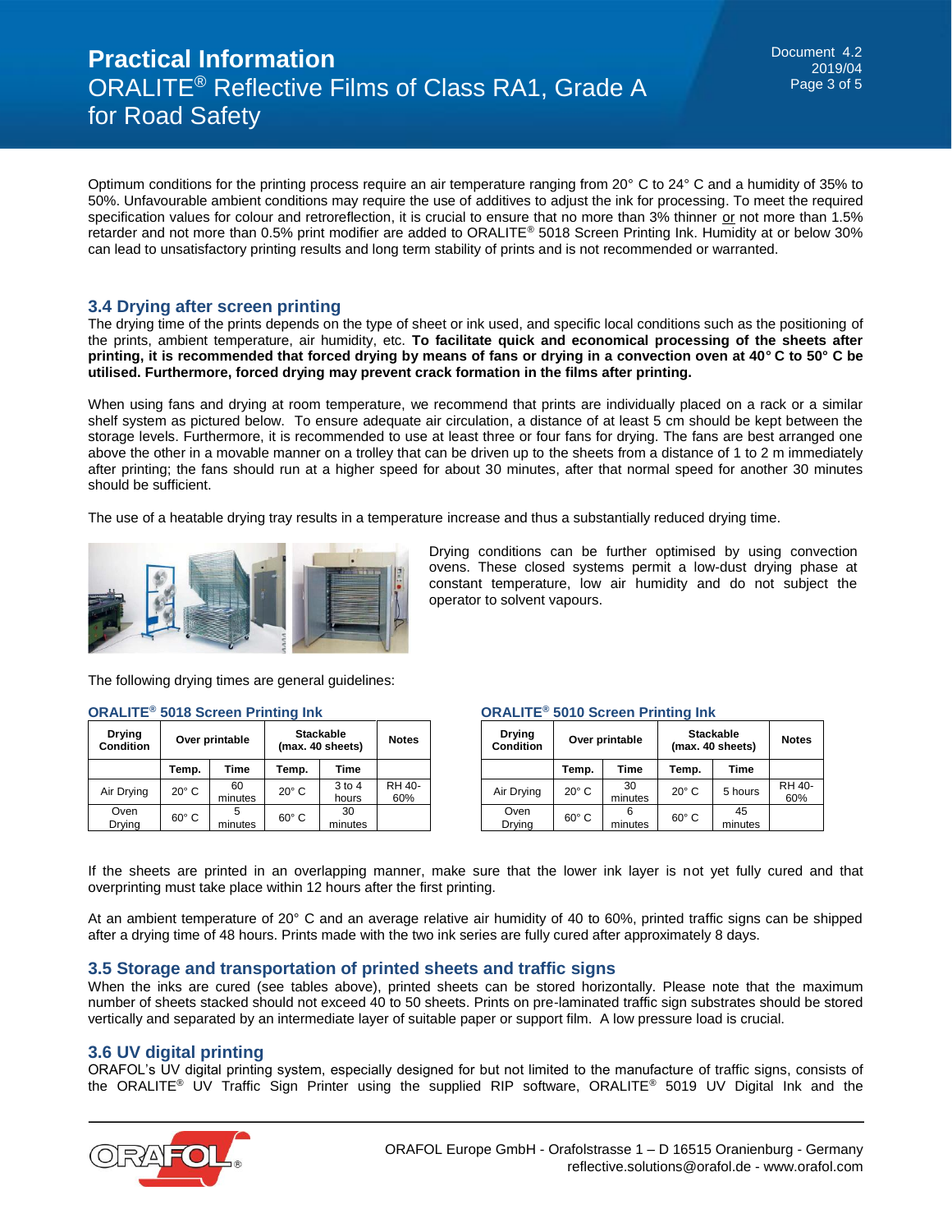Optimum conditions for the printing process require an air temperature ranging from 20° C to 24° C and a humidity of 35% to 50%. Unfavourable ambient conditions may require the use of additives to adjust the ink for processing. To meet the required specification values for colour and retroreflection, it is crucial to ensure that no more than 3% thinner or not more than 1.5% retarder and not more than 0.5% print modifier are added to ORALITE® 5018 Screen Printing Ink. Humidity at or below 30% can lead to unsatisfactory printing results and long term stability of prints and is not recommended or warranted.

### 3.4 Drying after screen printing

The drying time of the prints depends on the type of sheet or ink used, and specific local conditions such as the positioning of the prints, ambient temperature, air humidity, etc. **To facilitate quick and economical processing of the sheets after printing, it is recommended that forced drying by means of fans or drying in a convection oven at 40° C to 50° C be utilised. Furthermore, forced drying may prevent crack formation in the films after printing.**

When using fans and drying at room temperature, we recommend that prints are individually placed on a rack or a similar shelf system as pictured below. To ensure adequate air circulation, a distance of at least 5 cm should be kept between the storage levels. Furthermore, it is recommended to use at least three or four fans for drying. The fans are best arranged one above the other in a movable manner on a trolley that can be driven up to the sheets from a distance of 1 to 2 m immediately after printing; the fans should run at a higher speed for about 30 minutes, after that normal speed for another 30 minutes should be sufficient.

The use of a heatable drying tray results in a temperature increase and thus a substantially reduced drying time.

Drying conditions can be further optimised by using convection ovens. These closed systems permit a low-dust drying phase at constant temperature, low air humidity and do not subject the operator to solvent vapours.

The following drying times are general guidelines:

**ORALITE® 5018 Screen Printing Ink**

| Drying Condition | Over printable | | Stackable (max. 40 sheets) | | Notes |
|---|---|---|---|---|---|
| | Temp. | Time | Temp. | Time | |
| Air Drying | 20° C | 60 minutes | 20° C | 3 to 4 hours | RH 40-60% |
| Oven Drying | 60° C | 5 minutes | 60° C | 30 minutes | |

**ORALITE® 5010 Screen Printing Ink**

| Drying Condition | Over printable | | Stackable (max. 40 sheets) | | Notes |
|---|---|---|---|---|---|
| | Temp. | Time | Temp. | Time | |
| Air Drying | 20° C | 30 minutes | 20° C | 5 hours | RH 40-60% |
| Oven Drying | 60° C | 6 minutes | 60° C | 45 minutes | |

If the sheets are printed in an overlapping manner, make sure that the lower ink layer is not yet fully cured and that overprinting must take place within 12 hours after the first printing.

At an ambient temperature of 20° C and an average relative air humidity of 40 to 60%, printed traffic signs can be shipped after a drying time of 48 hours. Prints made with the two ink series are fully cured after approximately 8 days.

### 3.5 Storage and transportation of printed sheets and traffic signs

When the inks are cured (see tables above), printed sheets can be stored horizontally. Please note that the maximum number of sheets stacked should not exceed 40 to 50 sheets. Prints on pre-laminated traffic sign substrates should be stored vertically and separated by an intermediate layer of suitable paper or support film. A low pressure load is crucial.

### 3.6 UV digital printing

ORAFOL's UV digital printing system, especially designed for but not limited to the manufacture of traffic signs, consists of the ORALITE® UV Traffic Sign Printer using the supplied RIP software, ORALITE® 5019 UV Digital Ink and the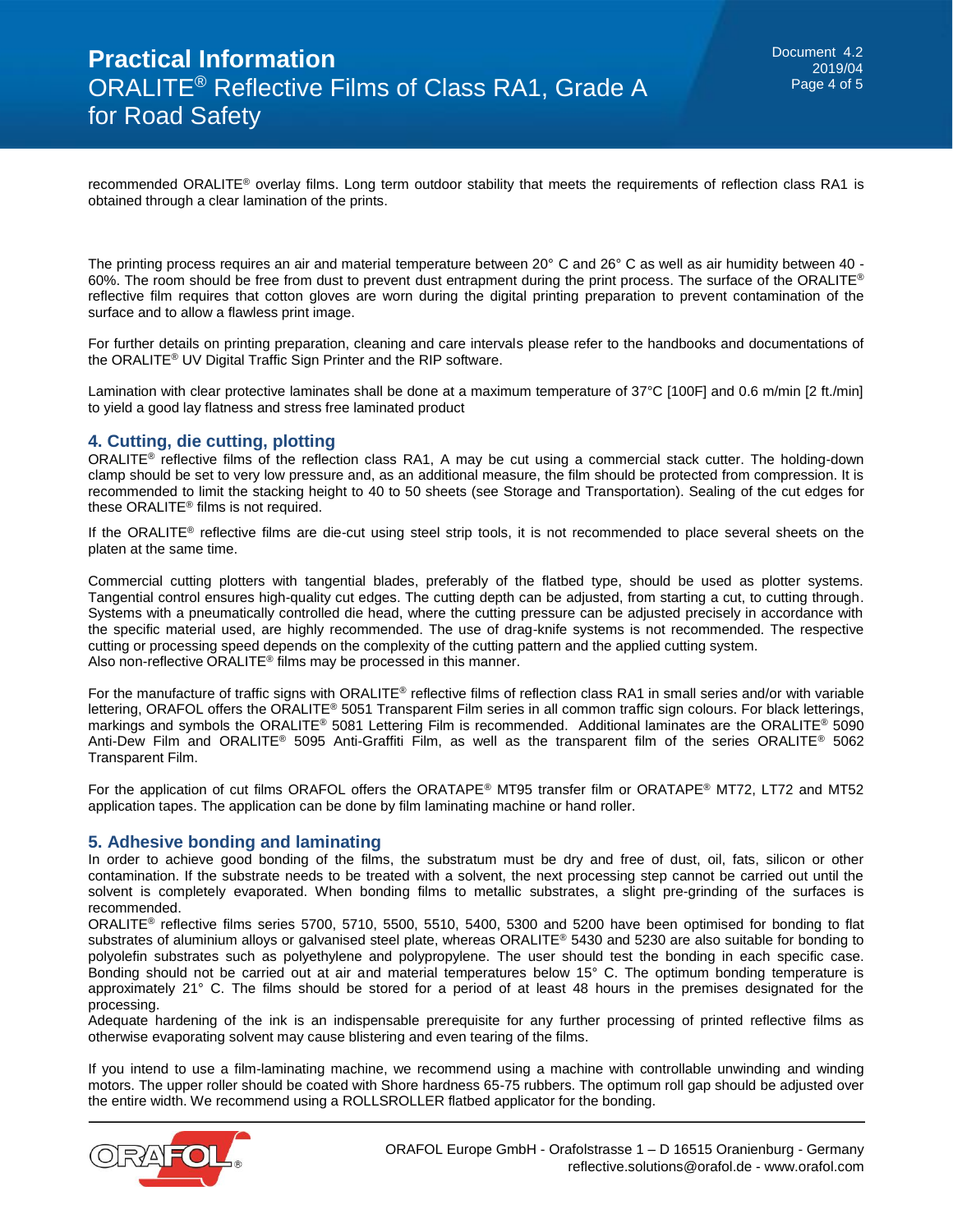recommended ORALITE® overlay films. Long term outdoor stability that meets the requirements of reflection class RA1 is obtained through a clear lamination of the prints.

The printing process requires an air and material temperature between 20° C and 26° C as well as air humidity between 40 - 60%. The room should be free from dust to prevent dust entrapment during the print process. The surface of the ORALITE® reflective film requires that cotton gloves are worn during the digital printing preparation to prevent contamination of the surface and to allow a flawless print image.

For further details on printing preparation, cleaning and care intervals please refer to the handbooks and documentations of the ORALITE® UV Digital Traffic Sign Printer and the RIP software.

Lamination with clear protective laminates shall be done at a maximum temperature of 37°C [100F] and 0.6 m/min [2 ft./min] to yield a good lay flatness and stress free laminated product

## 4. Cutting, die cutting, plotting

ORALITE® reflective films of the reflection class RA1, A may be cut using a commercial stack cutter. The holding-down clamp should be set to very low pressure and, as an additional measure, the film should be protected from compression. It is recommended to limit the stacking height to 40 to 50 sheets (see Storage and Transportation). Sealing of the cut edges for these ORALITE® films is not required.

If the ORALITE® reflective films are die-cut using steel strip tools, it is not recommended to place several sheets on the platen at the same time.

Commercial cutting plotters with tangential blades, preferably of the flatbed type, should be used as plotter systems. Tangential control ensures high-quality cut edges. The cutting depth can be adjusted, from starting a cut, to cutting through. Systems with a pneumatically controlled die head, where the cutting pressure can be adjusted precisely in accordance with the specific material used, are highly recommended. The use of drag-knife systems is not recommended. The respective cutting or processing speed depends on the complexity of the cutting pattern and the applied cutting system.
Also non-reflective ORALITE® films may be processed in this manner.

For the manufacture of traffic signs with ORALITE® reflective films of reflection class RA1 in small series and/or with variable lettering, ORAFOL offers the ORALITE® 5051 Transparent Film series in all common traffic sign colours. For black letterings, markings and symbols the ORALITE® 5081 Lettering Film is recommended. Additional laminates are the ORALITE® 5090 Anti-Dew Film and ORALITE® 5095 Anti-Graffiti Film, as well as the transparent film of the series ORALITE® 5062 Transparent Film.

For the application of cut films ORAFOL offers the ORATAPE® MT95 transfer film or ORATAPE® MT72, LT72 and MT52 application tapes. The application can be done by film laminating machine or hand roller.

## 5. Adhesive bonding and laminating

In order to achieve good bonding of the films, the substratum must be dry and free of dust, oil, fats, silicon or other contamination. If the substrate needs to be treated with a solvent, the next processing step cannot be carried out until the solvent is completely evaporated. When bonding films to metallic substrates, a slight pre-grinding of the surfaces is recommended.
ORALITE® reflective films series 5700, 5710, 5500, 5510, 5400, 5300 and 5200 have been optimised for bonding to flat substrates of aluminium alloys or galvanised steel plate, whereas ORALITE® 5430 and 5230 are also suitable for bonding to polyolefin substrates such as polyethylene and polypropylene. The user should test the bonding in each specific case. Bonding should not be carried out at air and material temperatures below 15° C. The optimum bonding temperature is approximately 21° C. The films should be stored for a period of at least 48 hours in the premises designated for the processing.
Adequate hardening of the ink is an indispensable prerequisite for any further processing of printed reflective films as otherwise evaporating solvent may cause blistering and even tearing of the films.

If you intend to use a film-laminating machine, we recommend using a machine with controllable unwinding and winding motors. The upper roller should be coated with Shore hardness 65-75 rubbers. The optimum roll gap should be adjusted over the entire width. We recommend using a ROLLSROLLER flatbed applicator for the bonding.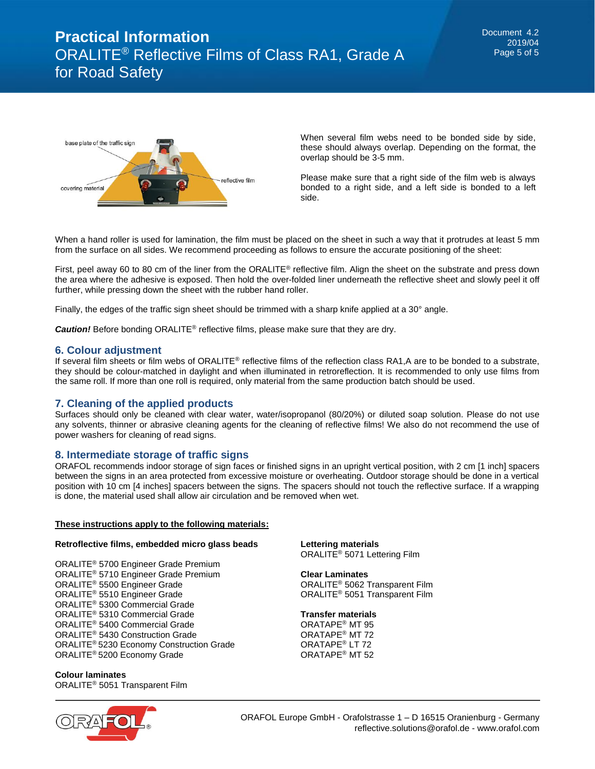When several film webs need to be bonded side by side, these should always overlap. Depending on the format, the overlap should be 3-5 mm.

Please make sure that a right side of the film web is always bonded to a right side, and a left side is bonded to a left side.

When a hand roller is used for lamination, the film must be placed on the sheet in such a way that it protrudes at least 5 mm from the surface on all sides. We recommend proceeding as follows to ensure the accurate positioning of the sheet:

First, peel away 60 to 80 cm of the liner from the ORALITE® reflective film. Align the sheet on the substrate and press down the area where the adhesive is exposed. Then hold the over-folded liner underneath the reflective sheet and slowly peel it off further, while pressing down the sheet with the rubber hand roller.

Finally, the edges of the traffic sign sheet should be trimmed with a sharp knife applied at a 30° angle.

***Caution!*** Before bonding ORALITE® reflective films, please make sure that they are dry.

## 6. Colour adjustment

If several film sheets or film webs of ORALITE® reflective films of the reflection class RA1,A are to be bonded to a substrate, they should be colour-matched in daylight and when illuminated in retroreflection. It is recommended to only use films from the same roll. If more than one roll is required, only material from the same production batch should be used.

## 7. Cleaning of the applied products

Surfaces should only be cleaned with clear water, water/isopropanol (80/20%) or diluted soap solution. Please do not use any solvents, thinner or abrasive cleaning agents for the cleaning of reflective films! We also do not recommend the use of power washers for cleaning of read signs.

## 8. Intermediate storage of traffic signs

ORAFOL recommends indoor storage of sign faces or finished signs in an upright vertical position, with 2 cm [1 inch] spacers between the signs in an area protected from excessive moisture or overheating. Outdoor storage should be done in a vertical position with 10 cm [4 inches] spacers between the signs. The spacers should not touch the reflective surface. If a wrapping is done, the material used shall allow air circulation and be removed when wet.

**These instructions apply to the following materials:**

**Retroflective films, embedded micro glass beads**

ORALITE® 5700 Engineer Grade Premium
ORALITE® 5710 Engineer Grade Premium
ORALITE® 5500 Engineer Grade
ORALITE® 5510 Engineer Grade
ORALITE® 5300 Commercial Grade
ORALITE® 5310 Commercial Grade
ORALITE® 5400 Commercial Grade
ORALITE® 5430 Construction Grade
ORALITE® 5230 Economy Construction Grade
ORALITE® 5200 Economy Grade

**Colour laminates**
ORALITE® 5051 Transparent Film

**Lettering materials**
ORALITE® 5071 Lettering Film

**Clear Laminates**
ORALITE® 5062 Transparent Film
ORALITE® 5051 Transparent Film

**Transfer materials**
ORATAPE® MT 95
ORATAPE® MT 72
ORATAPE® LT 72
ORATAPE® MT 52

ORAFOL Europe GmbH - Orafolstrasse 1 – D 16515 Oranienburg - Germany
reflective.solutions@orafol.de - www.orafol.com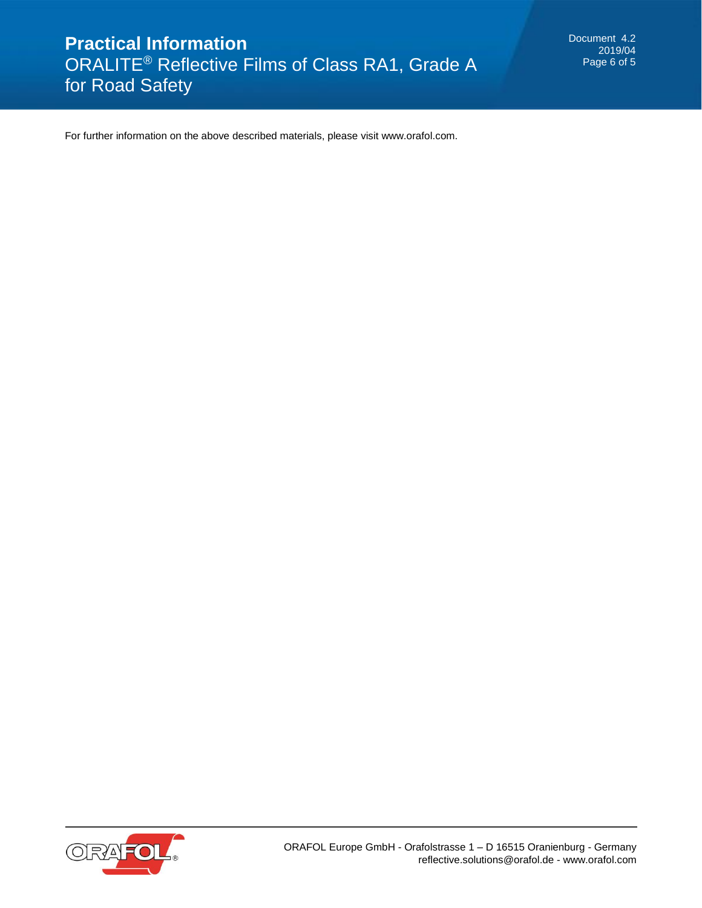For further information on the above described materials, please visit www.orafol.com.